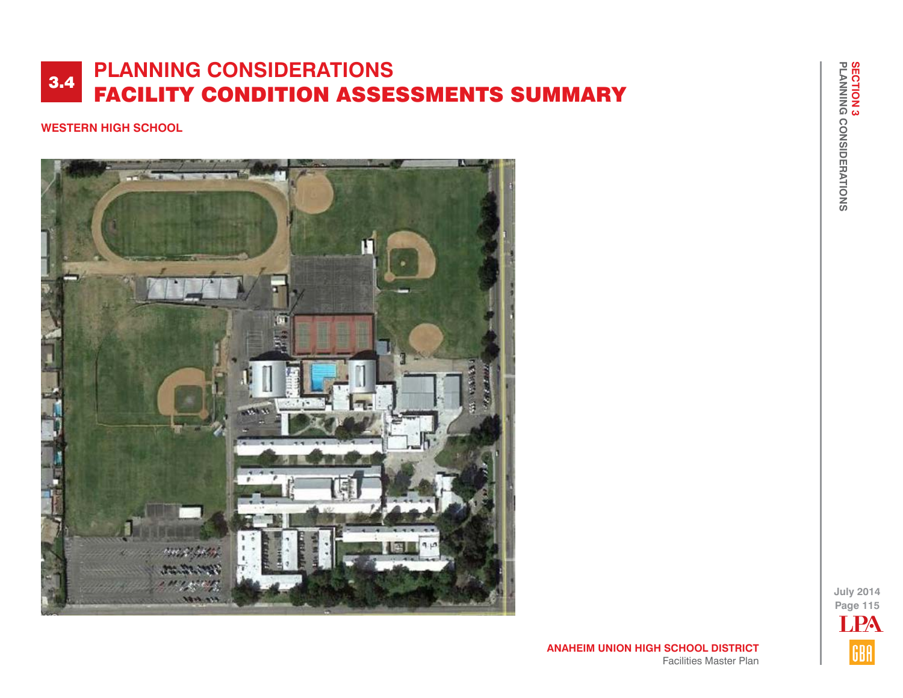# 3.4 PLANNING CONSIDERATIONS
# FACILITY CONDITION ASSESSMENTS SUMMARY

**WESTERN HIGH SCHOOL**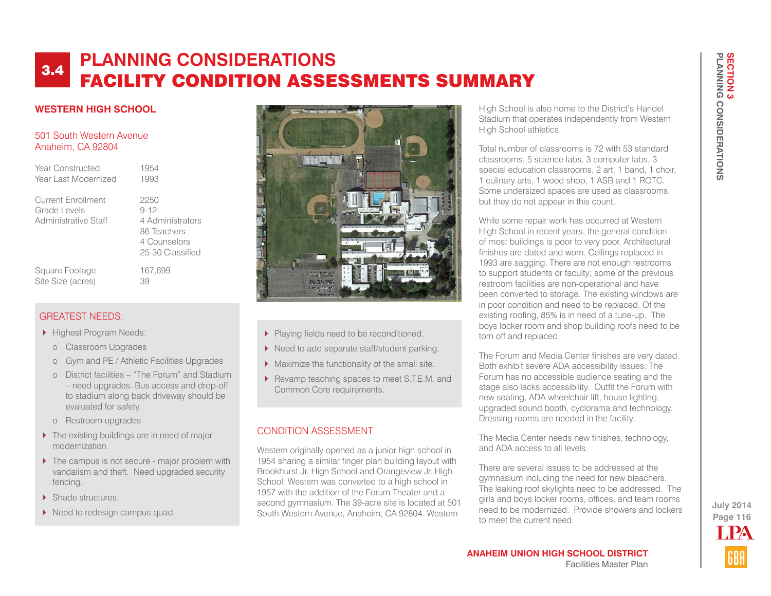# 3.4 PLANNING CONSIDERATIONS
# FACILITY CONDITION ASSESSMENTS SUMMARY

## WESTERN HIGH SCHOOL

501 South Western Avenue
Anaheim, CA 92804

| | |
|---|---|
| Year Constructed | 1954 |
| Year Last Modernized | 1993 |
| Current Enrollment | 2250 |
| Grade Levels | 9-12 |
| Administrative Staff | 4 Administrators<br>86 Teachers<br>4 Counselors<br>25-30 Classified |
| Square Footage | 167,699 |
| Site Size (acres) | 39 |

### GREATEST NEEDS:

- Highest Program Needs:
  - Classroom Upgrades
  - Gym and PE / Athletic Facilities Upgrades
  - District facilities – "The Forum" and Stadium – need upgrades. Bus access and drop-off to stadium along back driveway should be evaluated for safety.
  - Restroom upgrades
- The existing buildings are in need of major modernization.
- The campus is not secure - major problem with vandalism and theft. Need upgraded security fencing.
- Shade structures.
- Need to redesign campus quad.
- Playing fields need to be reconditioned.
- Need to add separate staff/student parking.
- Maximize the functionality of the small site.
- Revamp teaching spaces to meet S.T.E.M. and Common Core requirements.

### CONDITION ASSESSMENT

Western originally opened as a junior high school in 1954 sharing a similar finger plan building layout with Brookhurst Jr. High School and Orangeview Jr. High School. Western was converted to a high school in 1957 with the addition of the Forum Theater and a second gymnasium. The 39-acre site is located at 501 South Western Avenue, Anaheim, CA 92804. Western High School is also home to the District's Handel Stadium that operates independently from Western High School athletics.

Total number of classrooms is 72 with 53 standard classrooms, 5 science labs, 3 computer labs, 3 special education classrooms, 2 art, 1 band, 1 choir, 1 culinary arts, 1 wood shop, 1 ASB and 1 ROTC. Some undersized spaces are used as classrooms, but they do not appear in this count.

While some repair work has occurred at Western High School in recent years, the general condition of most buildings is poor to very poor. Architectural finishes are dated and worn. Ceilings replaced in 1993 are sagging. There are not enough restrooms to support students or faculty; some of the previous restroom facilities are non-operational and have been converted to storage. The existing windows are in poor condition and need to be replaced. Of the existing roofing, 85% is in need of a tune-up. The boys locker room and shop building roofs need to be torn off and replaced.

The Forum and Media Center finishes are very dated. Both exhibit severe ADA accessibility issues. The Forum has no accessible audience seating and the stage also lacks accessibility. Outfit the Forum with new seating, ADA wheelchair lift, house lighting, upgraded sound booth, cyclorama and technology. Dressing rooms are needed in the facility.

The Media Center needs new finishes, technology, and ADA access to all levels.

There are several issues to be addressed at the gymnasium including the need for new bleachers. The leaking roof skylights need to be addressed. The girls and boys locker rooms, offices, and team rooms need to be modernized. Provide showers and lockers to meet the current need.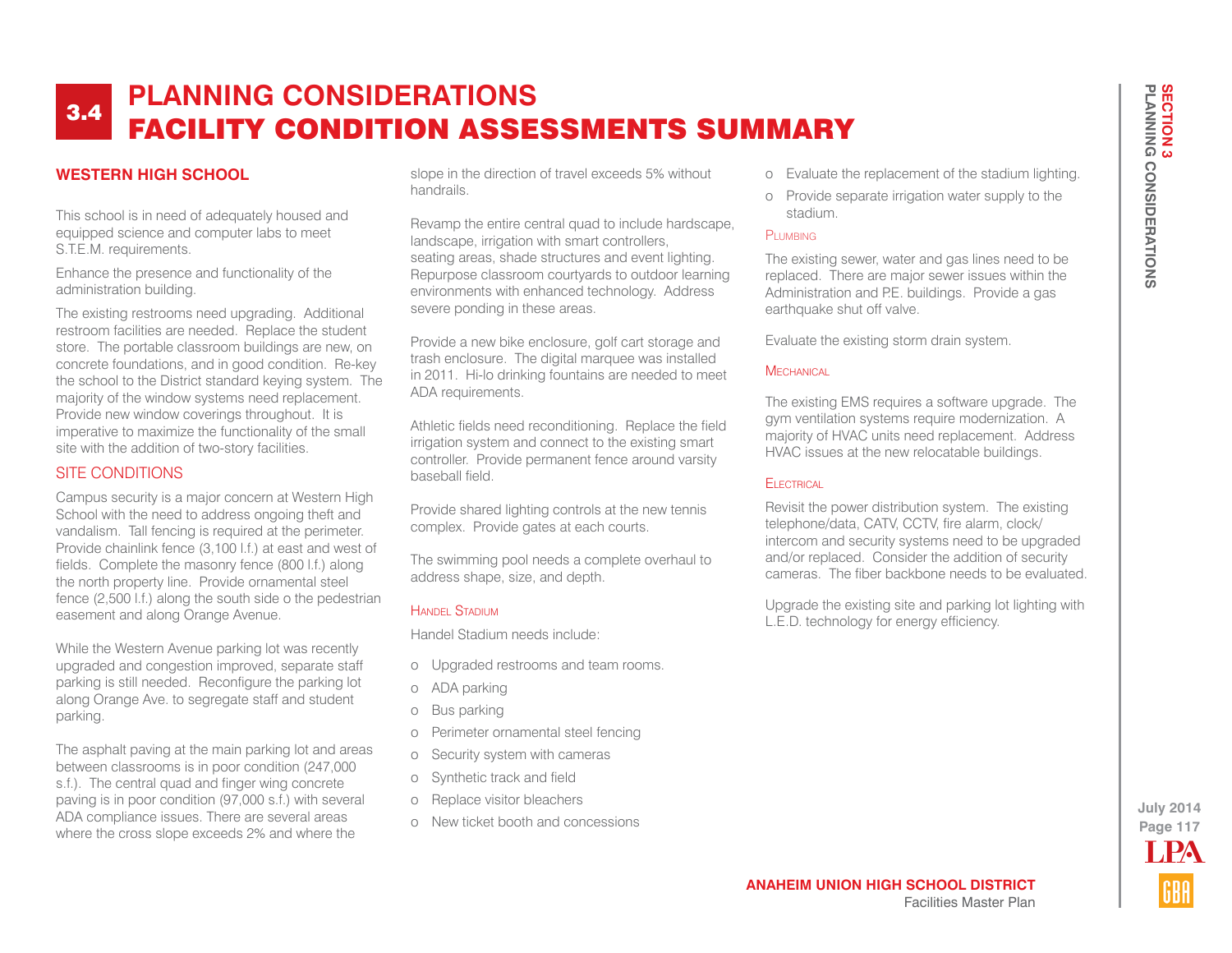# 3.4 PLANNING CONSIDERATIONS
# FACILITY CONDITION ASSESSMENTS SUMMARY

## WESTERN HIGH SCHOOL

This school is in need of adequately housed and equipped science and computer labs to meet S.T.E.M. requirements.

Enhance the presence and functionality of the administration building.

The existing restrooms need upgrading. Additional restroom facilities are needed. Replace the student store. The portable classroom buildings are new, on concrete foundations, and in good condition. Re-key the school to the District standard keying system. The majority of the window systems need replacement. Provide new window coverings throughout. It is imperative to maximize the functionality of the small site with the addition of two-story facilities.

### SITE CONDITIONS

Campus security is a major concern at Western High School with the need to address ongoing theft and vandalism. Tall fencing is required at the perimeter. Provide chainlink fence (3,100 l.f.) at east and west of fields. Complete the masonry fence (800 l.f.) along the north property line. Provide ornamental steel fence (2,500 l.f.) along the south side o the pedestrian easement and along Orange Avenue.

While the Western Avenue parking lot was recently upgraded and congestion improved, separate staff parking is still needed. Reconfigure the parking lot along Orange Ave. to segregate staff and student parking.

The asphalt paving at the main parking lot and areas between classrooms is in poor condition (247,000 s.f.). The central quad and finger wing concrete paving is in poor condition (97,000 s.f.) with several ADA compliance issues. There are several areas where the cross slope exceeds 2% and where the slope in the direction of travel exceeds 5% without handrails.

Revamp the entire central quad to include hardscape, landscape, irrigation with smart controllers, seating areas, shade structures and event lighting. Repurpose classroom courtyards to outdoor learning environments with enhanced technology. Address severe ponding in these areas.

Provide a new bike enclosure, golf cart storage and trash enclosure. The digital marquee was installed in 2011. Hi-lo drinking fountains are needed to meet ADA requirements.

Athletic fields need reconditioning. Replace the field irrigation system and connect to the existing smart controller. Provide permanent fence around varsity baseball field.

Provide shared lighting controls at the new tennis complex. Provide gates at each courts.

The swimming pool needs a complete overhaul to address shape, size, and depth.

### HANDEL STADIUM

Handel Stadium needs include:

- Upgraded restrooms and team rooms.
- ADA parking
- Bus parking
- Perimeter ornamental steel fencing
- Security system with cameras
- Synthetic track and field
- Replace visitor bleachers
- New ticket booth and concessions
- Evaluate the replacement of the stadium lighting.
- Provide separate irrigation water supply to the stadium.

### PLUMBING

The existing sewer, water and gas lines need to be replaced. There are major sewer issues within the Administration and P.E. buildings. Provide a gas earthquake shut off valve.

Evaluate the existing storm drain system.

### MECHANICAL

The existing EMS requires a software upgrade. The gym ventilation systems require modernization. A majority of HVAC units need replacement. Address HVAC issues at the new relocatable buildings.

### ELECTRICAL

Revisit the power distribution system. The existing telephone/data, CATV, CCTV, fire alarm, clock/intercom and security systems need to be upgraded and/or replaced. Consider the addition of security cameras. The fiber backbone needs to be evaluated.

Upgrade the existing site and parking lot lighting with L.E.D. technology for energy efficiency.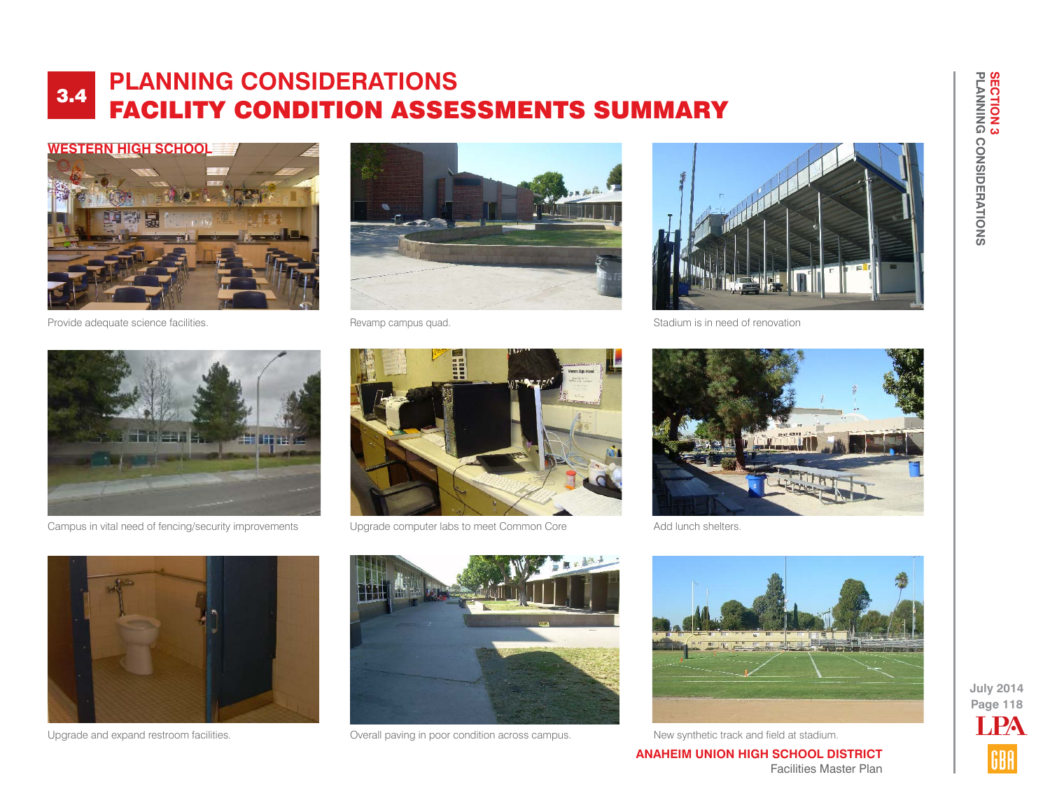# 3.4 PLANNING CONSIDERATIONS
# FACILITY CONDITION ASSESSMENTS SUMMARY

## WESTERN HIGH SCHOOL

Provide adequate science facilities.

Revamp campus quad.

Stadium is in need of renovation

Campus in vital need of fencing/security improvements

Upgrade computer labs to meet Common Core

Add lunch shelters.

Upgrade and expand restroom facilities.

Overall paving in poor condition across campus.

New synthetic track and field at stadium.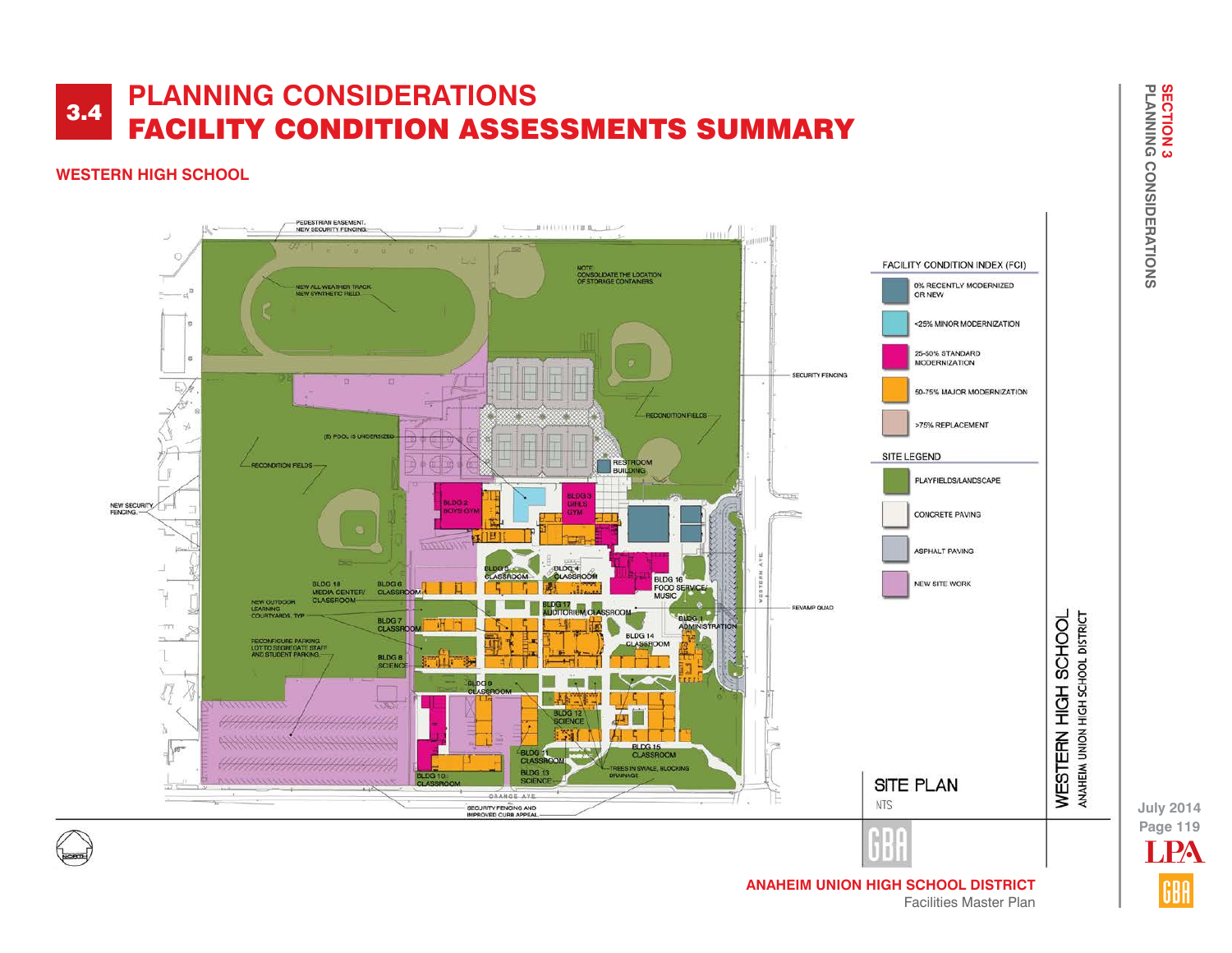# 3.4 PLANNING CONSIDERATIONS
# FACILITY CONDITION ASSESSMENTS SUMMARY

## WESTERN HIGH SCHOOL

PEDESTRIAN EASEMENT. NEW SECURITY FENCING.

NEW ALL WEATHER TRACK NEW SYNTHETIC FIELD.

NOTE: CONSOLIDATE THE LOCATION OF STORAGE CONTAINERS.

SECURITY FENCING

RECONDITION FIELDS

(E) POOL IS UNDERSIZED

RECONDITION FIELDS

RESTROOM BUILDING

NEW SECURITY FENCING.

BLDG 2 BOYS GYM

BLDG 3 GIRLS GYM

BLDG 5 CLASSROOM

BLDG 4 CLASSROOM

BLDG 16 FOOD SERVICE/ MUSIC

BLDG 18 MEDIA CENTER/ CLASSROOM

BLDG 6 CLASSROOM

BLDG 17 AUDITORIUM/CLASSROOM

REVAMP QUAD

NEW OUTDOOR LEARNING COURTYARDS, TYP.

BLDG 7 CLASSROOM

BLDG 1 ADMINISTRATION

BLDG 14 CLASSROOM

RECONFIGURE PARKING LOT TO SEGREGATE STAFF AND STUDENT PARKING.

BLDG 8 SCIENCE

BLDG 9 CLASSROOM

BLDG 12 SCIENCE

BLDG 15 CLASSROOM

BLDG 11 CLASSROOM

BLDG 13 SCIENCE

TREES IN SWALE, BLOCKING DRAINAGE

BLDG 10 CLASSROOM

WESTERN AVE

ORANGE AVE

SECURITY FENCING AND IMPROVED CURB APPEAL

### FACILITY CONDITION INDEX (FCI)

- 0% RECENTLY MODERNIZED OR NEW
- <25% MINOR MODERNIZATION
- 25-50% STANDARD MODERNIZATION
- 50-75% MAJOR MODERNIZATION
- >75% REPLACEMENT

### SITE LEGEND

- PLAYFIELDS/LANDSCAPE
- CONCRETE PAVING
- ASPHALT PAVING
- NEW SITE WORK

SITE PLAN

NTS

WESTERN HIGH SCHOOL

ANAHEIM UNION HIGH SCHOOL DISTRICT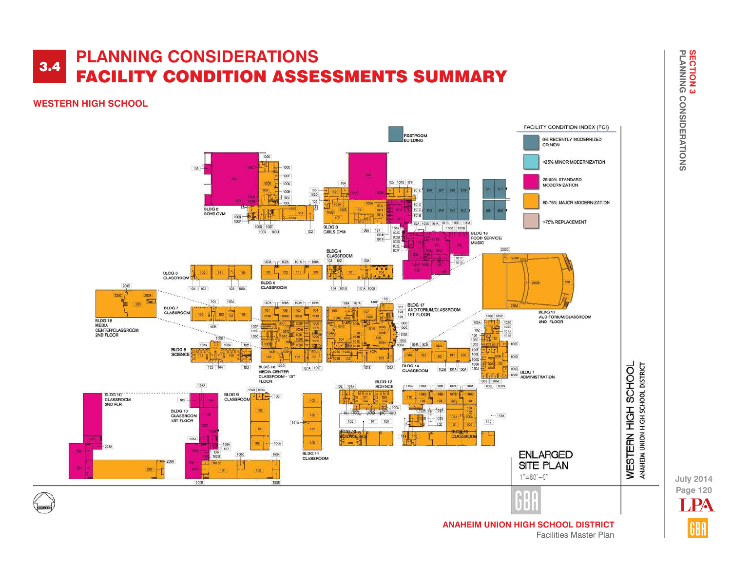# 3.4 PLANNING CONSIDERATIONS
# FACILITY CONDITION ASSESSMENTS SUMMARY

## WESTERN HIGH SCHOOL

FACILITY CONDITION INDEX (FCI)

- 0% RECENTLY MODERNIZED OR NEW
- <25% MINOR MODERNIZATION
- 25-50% STANDARD MODERNIZATION
- 50-75% MAJOR MODERNIZATION
- >75% REPLACEMENT

RESTROOM BUILDING

BLDG 2 BOYS GYM

BLDG 3 GIRLS GYM

BLDG 4 CLASSROOM

BLDG 5 CLASSROOM

BLDG 6 CLASSROOM

BLDG 7 CLASSROOM

BLDG 8 SCIENCE

BLDG 9 CLASSROOM

BLDG 10 CLASSROOM 2ND FLR.

BLDG 10 CLASSROOM 1ST FLOOR

BLDG 11 CLASSROOM

BLDG 12 SCIENCE

BLDG 13 SCIENCE

BLDG 14 CLASSROOM

BLDG 15 CLASSROOM

BLDG 16 FOOD SERVICE/ MUSIC

BLDG 17 AUDITORIUM/CLASSROOM 1ST FLOOR

BLDG 17 AUDITORIUM/CLASSROOM 2ND FLOOR

BLDG 18 MEDIA CENTER/CLASSROOM 2ND FLOOR

BLDG 18 MEDIA CENTER CLASSROOM - 1ST FLOOR

BLDG 1 ADMINISTRATION

ENLARGED SITE PLAN

1"=80'-0"

WESTERN HIGH SCHOOL

ANAHEIM UNION HIGH SCHOOL DISTRICT

ANAHEIM UNION HIGH SCHOOL DISTRICT

Facilities Master Plan